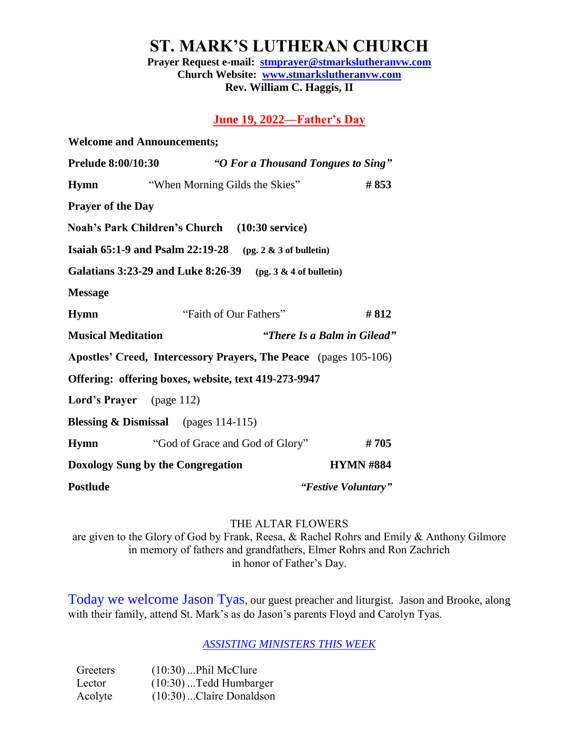# ST. MARK'S LUTHERAN CHURCH

**Prayer Request e-mail: stmprayer@stmarkslutheranvw.com**
**Church Website: www.stmarkslutheranvw.com**
**Rev. William C. Haggis, II**

## June 19, 2022—Father's Day

**Welcome and Announcements;**

**Prelude 8:00/10:30** ***"O For a Thousand Tongues to Sing"***

**Hymn** "When Morning Gilds the Skies" **# 853**

**Prayer of the Day**

**Noah's Park Children's Church (10:30 service)**

**Isaiah 65:1-9 and Psalm 22:19-28 (pg. 2 & 3 of bulletin)**

**Galatians 3:23-29 and Luke 8:26-39 (pg. 3 & 4 of bulletin)**

**Message**

**Hymn** "Faith of Our Fathers" **# 812**

**Musical Meditation** ***"There Is a Balm in Gilead"***

**Apostles' Creed, Intercessory Prayers, The Peace** (pages 105-106)

**Offering: offering boxes, website, text 419-273-9947**

**Lord's Prayer** (page 112)

**Blessing & Dismissal** (pages 114-115)

**Hymn** "God of Grace and God of Glory" **# 705**

**Doxology Sung by the Congregation** **HYMN #884**

**Postlude** ***"Festive Voluntary"***

THE ALTAR FLOWERS
are given to the Glory of God by Frank, Reesa, & Rachel Rohrs and Emily & Anthony Gilmore in memory of fathers and grandfathers, Elmer Rohrs and Ron Zachrich in honor of Father's Day.

Today we welcome Jason Tyas, our guest preacher and liturgist. Jason and Brooke, along with their family, attend St. Mark's as do Jason's parents Floyd and Carolyn Tyas.

*ASSISTING MINISTERS THIS WEEK*

| | |
|---|---|
| Greeters | (10:30) ...Phil McClure |
| Lector | (10:30) ...Tedd Humbarger |
| Acolyte | (10:30) ...Claire Donaldson |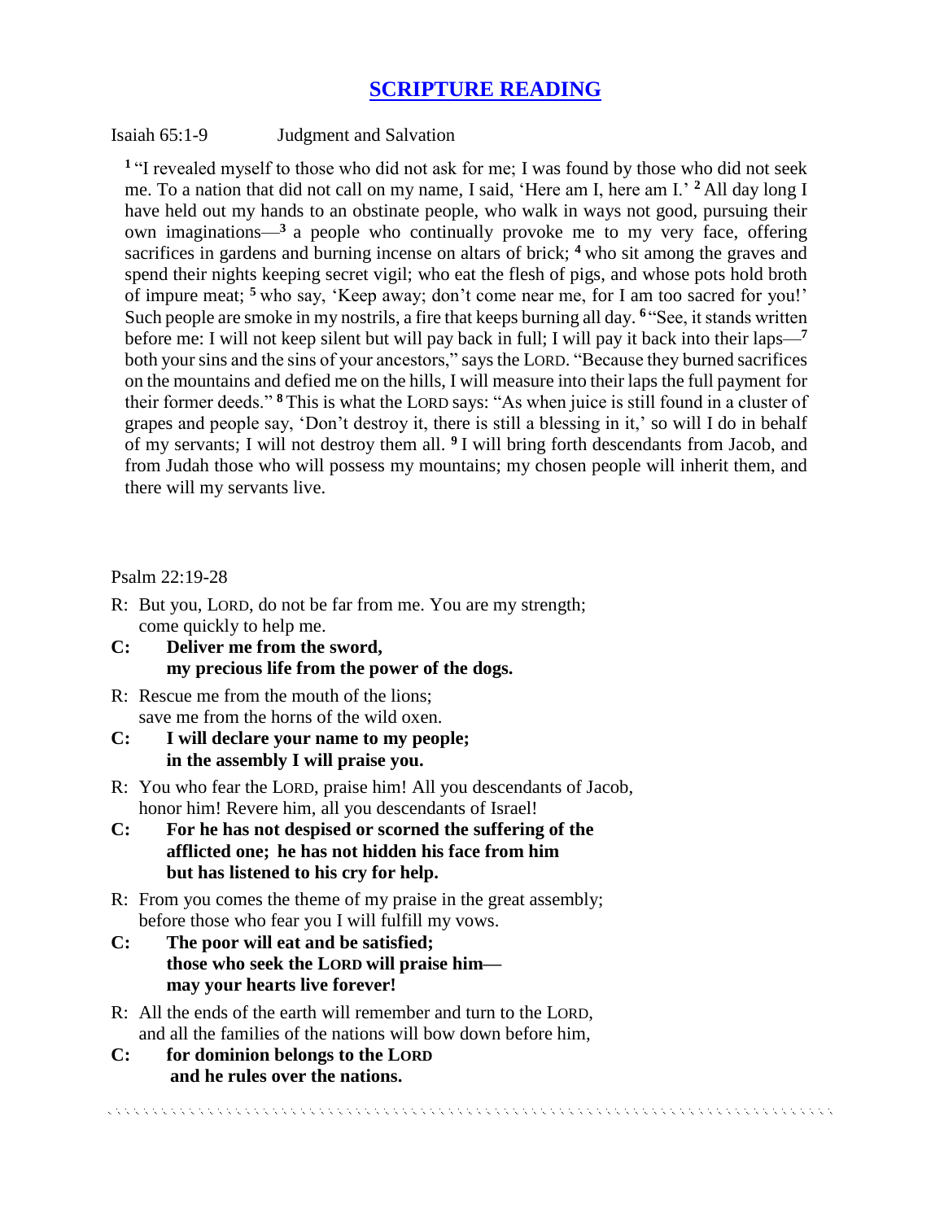# SCRIPTURE READING

Isaiah 65:1-9 Judgment and Salvation

[1] "I revealed myself to those who did not ask for me; I was found by those who did not seek me. To a nation that did not call on my name, I said, 'Here am I, here am I.' [2] All day long I have held out my hands to an obstinate people, who walk in ways not good, pursuing their own imaginations—[3] a people who continually provoke me to my very face, offering sacrifices in gardens and burning incense on altars of brick; [4] who sit among the graves and spend their nights keeping secret vigil; who eat the flesh of pigs, and whose pots hold broth of impure meat; [5] who say, 'Keep away; don't come near me, for I am too sacred for you!' Such people are smoke in my nostrils, a fire that keeps burning all day. [6] "See, it stands written before me: I will not keep silent but will pay back in full; I will pay it back into their laps—[7] both your sins and the sins of your ancestors," says the LORD. "Because they burned sacrifices on the mountains and defied me on the hills, I will measure into their laps the full payment for their former deeds." [8] This is what the LORD says: "As when juice is still found in a cluster of grapes and people say, 'Don't destroy it, there is still a blessing in it,' so will I do in behalf of my servants; I will not destroy them all. [9] I will bring forth descendants from Jacob, and from Judah those who will possess my mountains; my chosen people will inherit them, and there will my servants live.

Psalm 22:19-28

R: But you, LORD, do not be far from me. You are my strength; come quickly to help me.

**C: Deliver me from the sword, my precious life from the power of the dogs.**

R: Rescue me from the mouth of the lions; save me from the horns of the wild oxen.

**C: I will declare your name to my people; in the assembly I will praise you.**

R: You who fear the LORD, praise him! All you descendants of Jacob, honor him! Revere him, all you descendants of Israel!

**C: For he has not despised or scorned the suffering of the afflicted one; he has not hidden his face from him but has listened to his cry for help.**

R: From you comes the theme of my praise in the great assembly; before those who fear you I will fulfill my vows.

**C: The poor will eat and be satisfied; those who seek the LORD will praise him— may your hearts live forever!**

R: All the ends of the earth will remember and turn to the LORD, and all the families of the nations will bow down before him,

**C: for dominion belongs to the LORD and he rules over the nations.**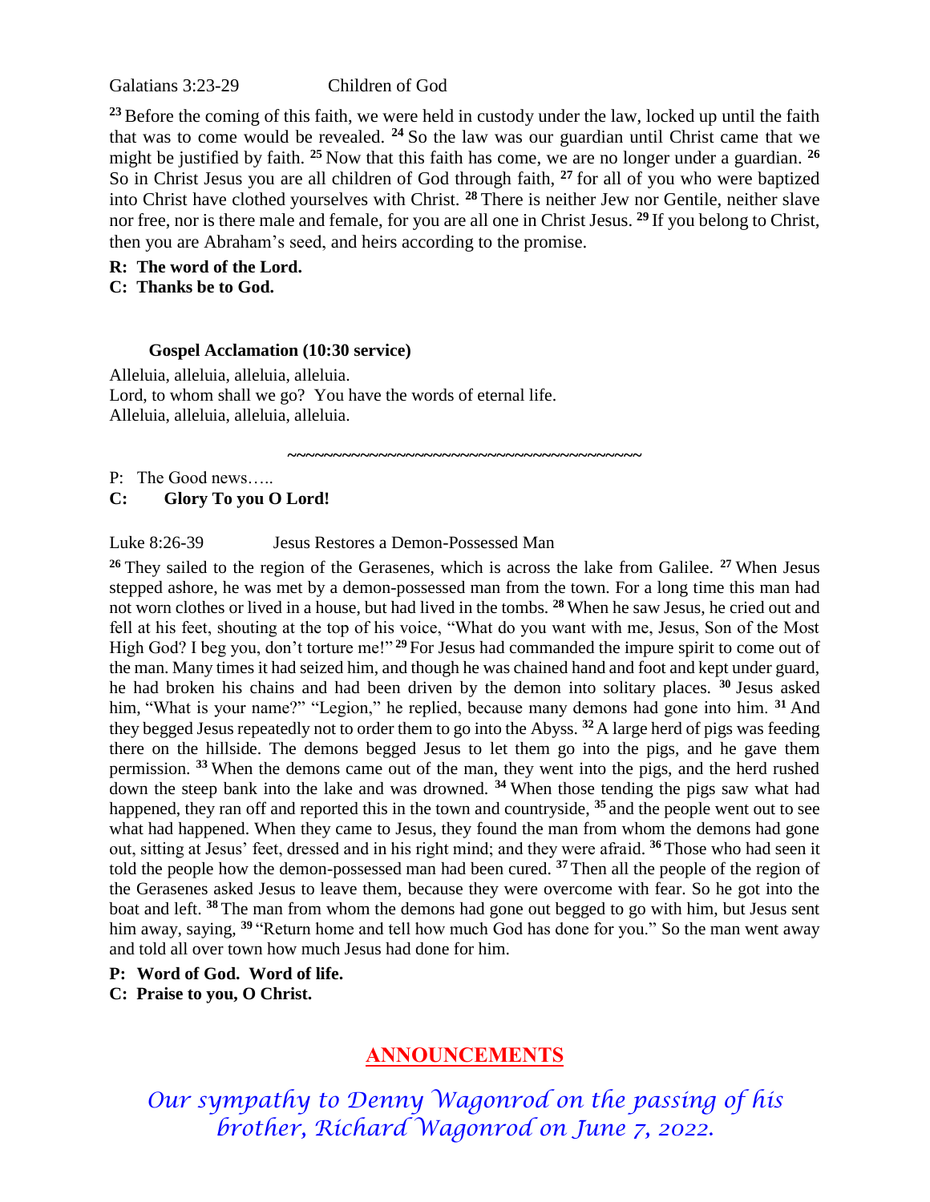Galatians 3:23-29 Children of God

[23] Before the coming of this faith, we were held in custody under the law, locked up until the faith that was to come would be revealed. [24] So the law was our guardian until Christ came that we might be justified by faith. [25] Now that this faith has come, we are no longer under a guardian. [26] So in Christ Jesus you are all children of God through faith, [27] for all of you who were baptized into Christ have clothed yourselves with Christ. [28] There is neither Jew nor Gentile, neither slave nor free, nor is there male and female, for you are all one in Christ Jesus. [29] If you belong to Christ, then you are Abraham's seed, and heirs according to the promise.

**R: The word of the Lord.**
**C: Thanks be to God.**

**Gospel Acclamation (10:30 service)**

Alleluia, alleluia, alleluia, alleluia.
Lord, to whom shall we go? You have the words of eternal life.
Alleluia, alleluia, alleluia, alleluia.

~~~~~~~~~~~~~~~~~~~~~~~~~~~~~~~~~~~~~~~~~~~

P: The Good news…..
**C: Glory To you O Lord!**

Luke 8:26-39 Jesus Restores a Demon-Possessed Man

[26] They sailed to the region of the Gerasenes, which is across the lake from Galilee. [27] When Jesus stepped ashore, he was met by a demon-possessed man from the town. For a long time this man had not worn clothes or lived in a house, but had lived in the tombs. [28] When he saw Jesus, he cried out and fell at his feet, shouting at the top of his voice, "What do you want with me, Jesus, Son of the Most High God? I beg you, don't torture me!" [29] For Jesus had commanded the impure spirit to come out of the man. Many times it had seized him, and though he was chained hand and foot and kept under guard, he had broken his chains and had been driven by the demon into solitary places. [30] Jesus asked him, "What is your name?" "Legion," he replied, because many demons had gone into him. [31] And they begged Jesus repeatedly not to order them to go into the Abyss. [32] A large herd of pigs was feeding there on the hillside. The demons begged Jesus to let them go into the pigs, and he gave them permission. [33] When the demons came out of the man, they went into the pigs, and the herd rushed down the steep bank into the lake and was drowned. [34] When those tending the pigs saw what had happened, they ran off and reported this in the town and countryside, [35] and the people went out to see what had happened. When they came to Jesus, they found the man from whom the demons had gone out, sitting at Jesus' feet, dressed and in his right mind; and they were afraid. [36] Those who had seen it told the people how the demon-possessed man had been cured. [37] Then all the people of the region of the Gerasenes asked Jesus to leave them, because they were overcome with fear. So he got into the boat and left. [38] The man from whom the demons had gone out begged to go with him, but Jesus sent him away, saying, [39] "Return home and tell how much God has done for you." So the man went away and told all over town how much Jesus had done for him.

**P: Word of God. Word of life.**
**C: Praise to you, O Christ.**

## ANNOUNCEMENTS

*Our sympathy to Denny Wagonrod on the passing of his brother, Richard Wagonrod on June 7, 2022.*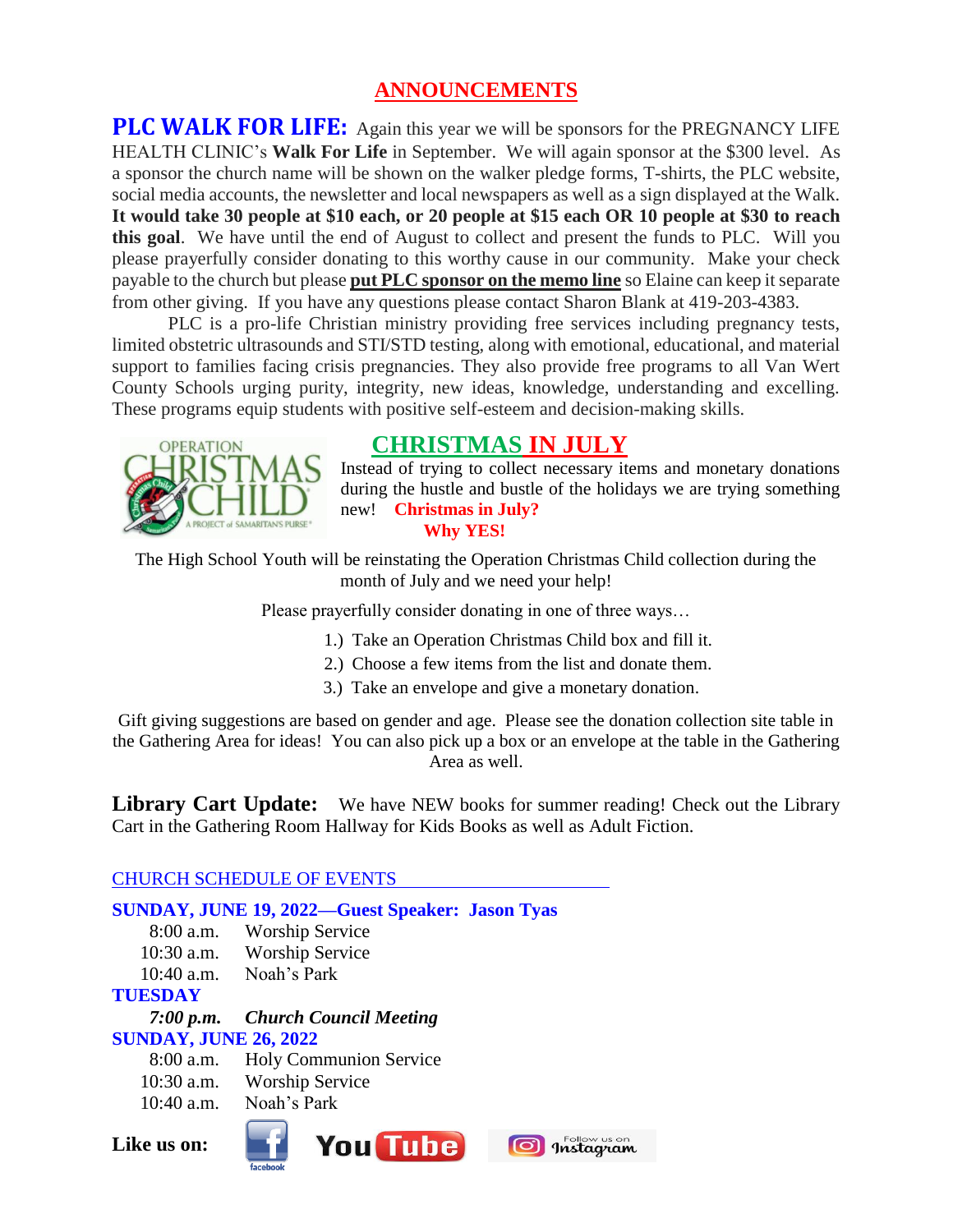# ANNOUNCEMENTS

**PLC WALK FOR LIFE:** Again this year we will be sponsors for the PREGNANCY LIFE HEALTH CLINIC's **Walk For Life** in September. We will again sponsor at the $300 level. As a sponsor the church name will be shown on the walker pledge forms, T-shirts, the PLC website, social media accounts, the newsletter and local newspapers as well as a sign displayed at the Walk. **It would take 30 people at $10 each, or 20 people at $15 each OR 10 people at $30 to reach this goal**. We have until the end of August to collect and present the funds to PLC. Will you please prayerfully consider donating to this worthy cause in our community. Make your check payable to the church but please **put PLC sponsor on the memo line** so Elaine can keep it separate from other giving. If you have any questions please contact Sharon Blank at 419-203-4383.

PLC is a pro-life Christian ministry providing free services including pregnancy tests, limited obstetric ultrasounds and STI/STD testing, along with emotional, educational, and material support to families facing crisis pregnancies. They also provide free programs to all Van Wert County Schools urging purity, integrity, new ideas, knowledge, understanding and excelling. These programs equip students with positive self-esteem and decision-making skills.

## CHRISTMAS IN JULY

Instead of trying to collect necessary items and monetary donations during the hustle and bustle of the holidays we are trying something new! **Christmas in July?**

**Why YES!**

The High School Youth will be reinstating the Operation Christmas Child collection during the month of July and we need your help!

Please prayerfully consider donating in one of three ways…

1.) Take an Operation Christmas Child box and fill it.
2.) Choose a few items from the list and donate them.
3.) Take an envelope and give a monetary donation.

Gift giving suggestions are based on gender and age. Please see the donation collection site table in the Gathering Area for ideas! You can also pick up a box or an envelope at the table in the Gathering Area as well.

**Library Cart Update:** We have NEW books for summer reading! Check out the Library Cart in the Gathering Room Hallway for Kids Books as well as Adult Fiction.

## CHURCH SCHEDULE OF EVENTS

**SUNDAY, JUNE 19, 2022—Guest Speaker: Jason Tyas**

8:00 a.m. Worship Service
10:30 a.m. Worship Service
10:40 a.m. Noah's Park

**TUESDAY**

***7:00 p.m. Church Council Meeting***

**SUNDAY, JUNE 26, 2022**

8:00 a.m. Holy Communion Service
10:30 a.m. Worship Service
10:40 a.m. Noah's Park

**Like us on:** facebook YouTube Follow us on Instagram